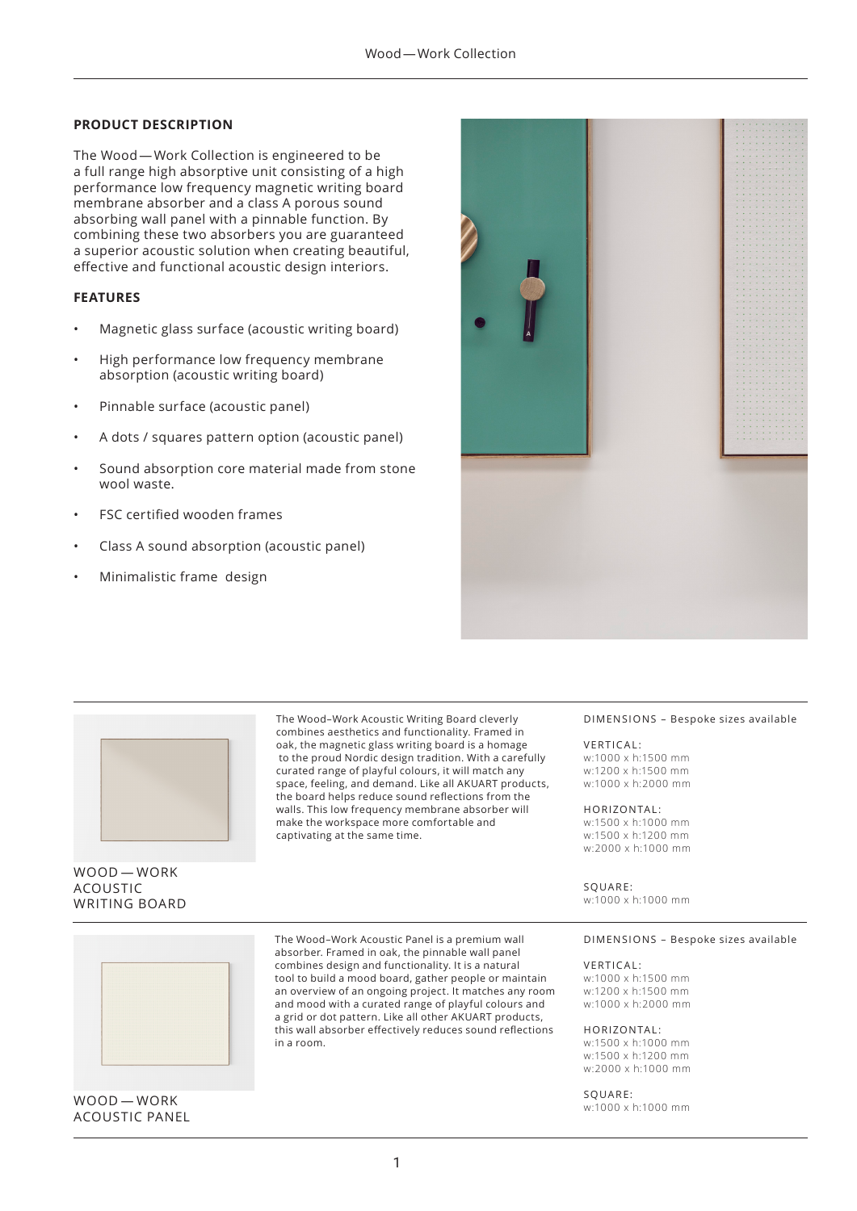## PRODUCT DESCRIPTION

The Wood — Work Collection is engineered to be a full range high absorptive unit consisting of a high performance low frequency magnetic writing board membrane absorber and a class A porous sound absorbing wall panel with a pinnable function. By combining these two absorbers you are guaranteed a superior acoustic solution when creating beautiful, effective and functional acoustic design interiors.

## FEATURES

- Magnetic glass surface (acoustic writing board)
- High performance low frequency membrane absorption (acoustic writing board)
- Pinnable surface (acoustic panel)
- A dots / squares pattern option (acoustic panel)
- Sound absorption core material made from stone wool waste.
- FSC certified wooden frames
- Class A sound absorption (acoustic panel)
- Minimalistic frame design

## WOOD — WORK ACOUSTIC WRITING BOARD

The Wood–Work Acoustic Writing Board cleverly combines aesthetics and functionality. Framed in oak, the magnetic glass writing board is a homage to the proud Nordic design tradition. With a carefully curated range of playful colours, it will match any space, feeling, and demand. Like all AKUART products, the board helps reduce sound reflections from the walls. This low frequency membrane absorber will make the workspace more comfortable and captivating at the same time.

DIMENSIONS – Bespoke sizes available

VERTICAL:
w:1000 x h:1500 mm
w:1200 x h:1500 mm
w:1000 x h:2000 mm

HORIZONTAL:
w:1500 x h:1000 mm
w:1500 x h:1200 mm
w:2000 x h:1000 mm

SQUARE:
w:1000 x h:1000 mm

## WOOD — WORK ACOUSTIC PANEL

The Wood–Work Acoustic Panel is a premium wall absorber. Framed in oak, the pinnable wall panel combines design and functionality. It is a natural tool to build a mood board, gather people or maintain an overview of an ongoing project. It matches any room and mood with a curated range of playful colours and a grid or dot pattern. Like all other AKUART products, this wall absorber effectively reduces sound reflections in a room.

DIMENSIONS – Bespoke sizes available

VERTICAL:
w:1000 x h:1500 mm
w:1200 x h:1500 mm
w:1000 x h:2000 mm

HORIZONTAL:
w:1500 x h:1000 mm
w:1500 x h:1200 mm
w:2000 x h:1000 mm

SQUARE:
w:1000 x h:1000 mm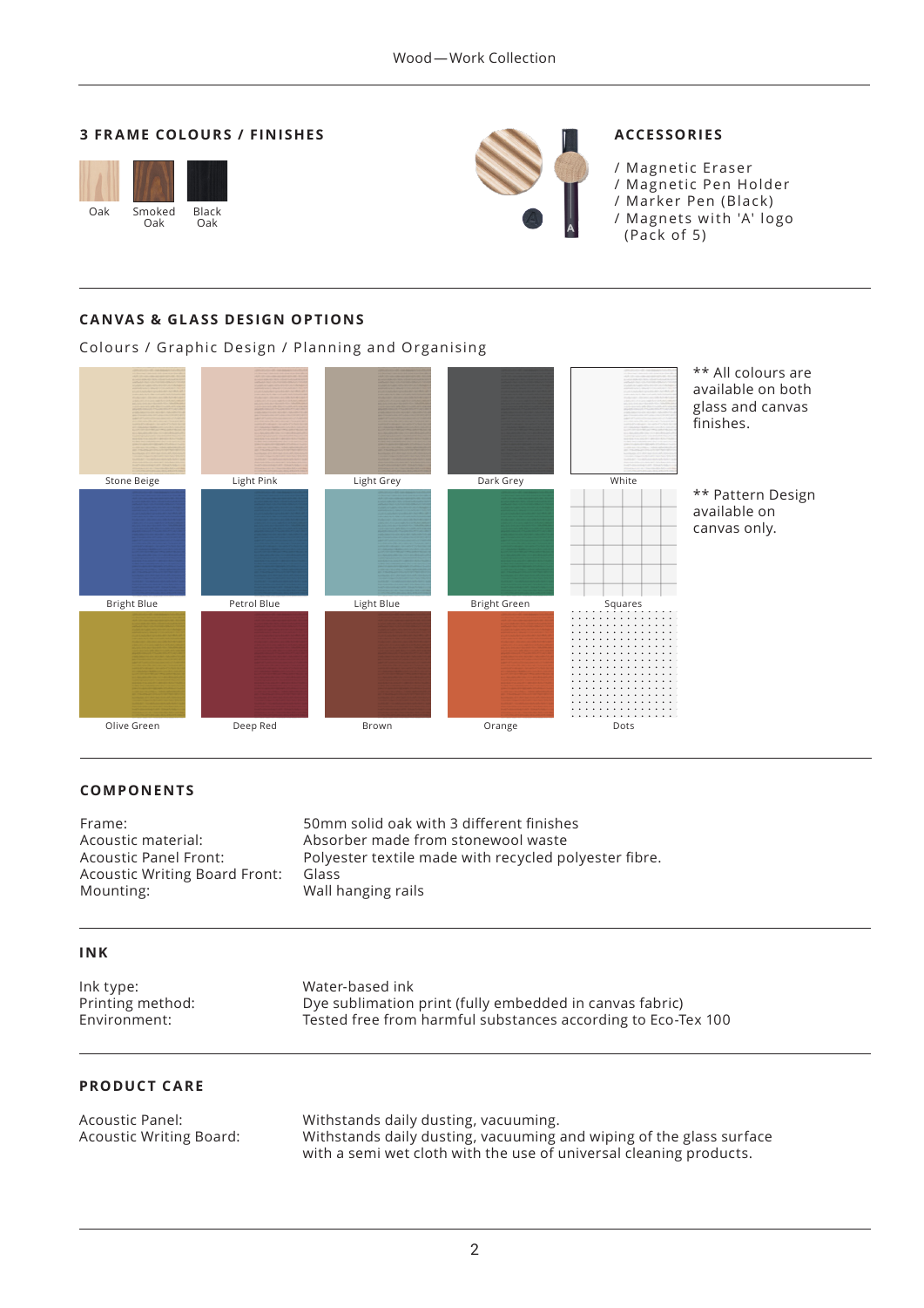## 3 FRAME COLOURS / FINISHES

Oak | Smoked Oak | Black Oak

## ACCESSORIES

/ Magnetic Eraser
/ Magnetic Pen Holder
/ Marker Pen (Black)
/ Magnets with 'A' logo (Pack of 5)

## CANVAS & GLASS DESIGN OPTIONS

Colours / Graphic Design / Planning and Organising

| | | | | |
|---|---|---|---|---|
| Stone Beige | Light Pink | Light Grey | Dark Grey | White |
| Bright Blue | Petrol Blue | Light Blue | Bright Green | Squares |
| Olive Green | Deep Red | Brown | Orange | Dots |

** All colours are available on both glass and canvas finishes.

** Pattern Design available on canvas only.

## COMPONENTS

| | |
|---|---|
| Frame: | 50mm solid oak with 3 different finishes |
| Acoustic material: | Absorber made from stonewool waste |
| Acoustic Panel Front: | Polyester textile made with recycled polyester fibre. |
| Acoustic Writing Board Front: | Glass |
| Mounting: | Wall hanging rails |

## INK

| | |
|---|---|
| Ink type: | Water-based ink |
| Printing method: | Dye sublimation print (fully embedded in canvas fabric) |
| Environment: | Tested free from harmful substances according to Eco-Tex 100 |

## PRODUCT CARE

| | |
|---|---|
| Acoustic Panel: | Withstands daily dusting, vacuuming. |
| Acoustic Writing Board: | Withstands daily dusting, vacuuming and wiping of the glass surface with a semi wet cloth with the use of universal cleaning products. |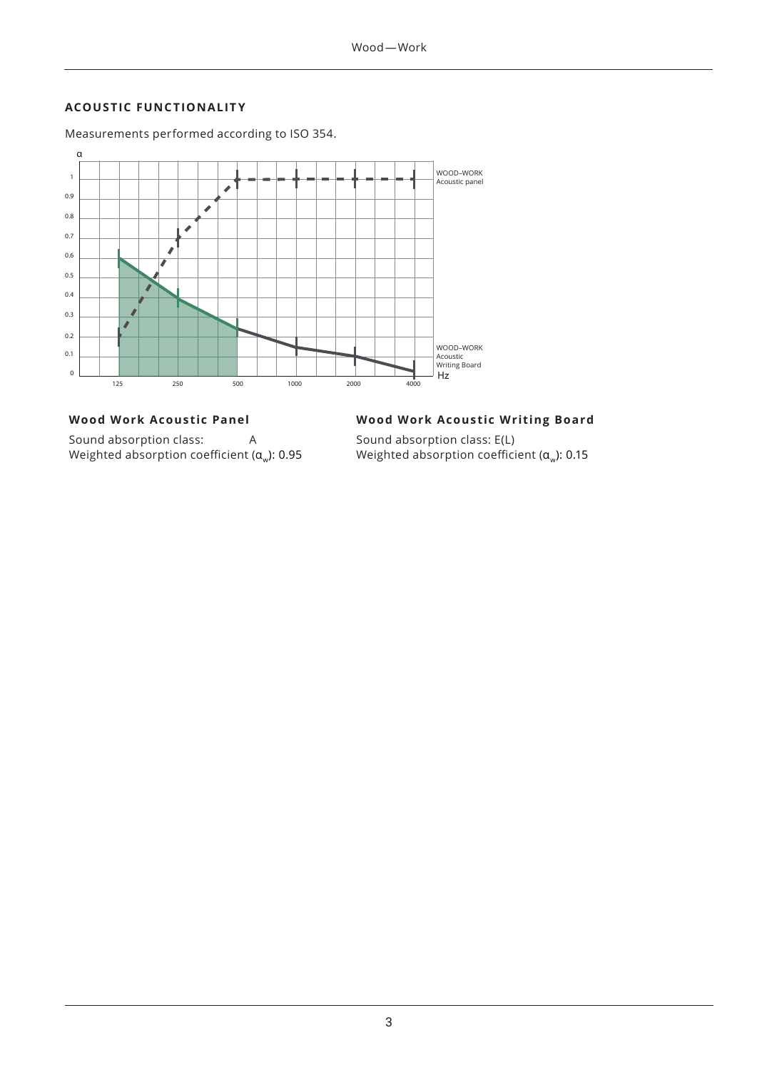### ACOUSTIC FUNCTIONALITY

Measurements performed according to ISO 354.

α

1
0.9
0.8
0.7
0.6
0.5
0.4
0.3
0.2
0.1
0

125 250 500 1000 2000 4000

Hz

WOOD–WORK
Acoustic panel

WOOD–WORK
Acoustic
Writing Board

**Wood Work Acoustic Panel**

Sound absorption class: A
Weighted absorption coefficient ($\alpha_w$): 0.95

**Wood Work Acoustic Writing Board**

Sound absorption class: E(L)
Weighted absorption coefficient ($\alpha_w$): 0.15